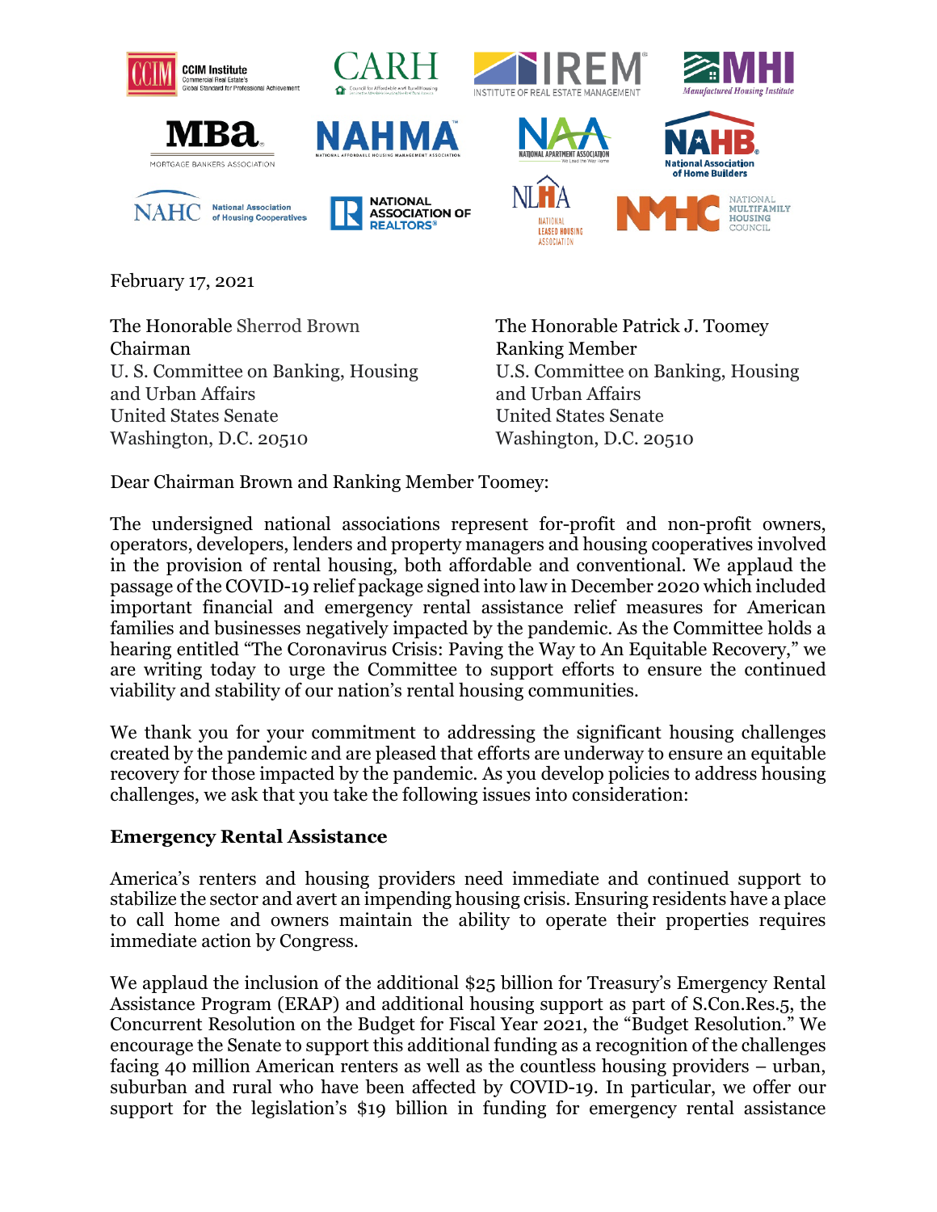February 17, 2021

The Honorable Sherrod Brown
Chairman
U. S. Committee on Banking, Housing and Urban Affairs
United States Senate
Washington, D.C. 20510

The Honorable Patrick J. Toomey
Ranking Member
U.S. Committee on Banking, Housing and Urban Affairs
United States Senate
Washington, D.C. 20510

Dear Chairman Brown and Ranking Member Toomey:

The undersigned national associations represent for-profit and non-profit owners, operators, developers, lenders and property managers and housing cooperatives involved in the provision of rental housing, both affordable and conventional. We applaud the passage of the COVID-19 relief package signed into law in December 2020 which included important financial and emergency rental assistance relief measures for American families and businesses negatively impacted by the pandemic. As the Committee holds a hearing entitled "The Coronavirus Crisis: Paving the Way to An Equitable Recovery," we are writing today to urge the Committee to support efforts to ensure the continued viability and stability of our nation's rental housing communities.

We thank you for your commitment to addressing the significant housing challenges created by the pandemic and are pleased that efforts are underway to ensure an equitable recovery for those impacted by the pandemic. As you develop policies to address housing challenges, we ask that you take the following issues into consideration:

**Emergency Rental Assistance**

America's renters and housing providers need immediate and continued support to stabilize the sector and avert an impending housing crisis. Ensuring residents have a place to call home and owners maintain the ability to operate their properties requires immediate action by Congress.

We applaud the inclusion of the additional $25 billion for Treasury's Emergency Rental Assistance Program (ERAP) and additional housing support as part of S.Con.Res.5, the Concurrent Resolution on the Budget for Fiscal Year 2021, the "Budget Resolution." We encourage the Senate to support this additional funding as a recognition of the challenges facing 40 million American renters as well as the countless housing providers – urban, suburban and rural who have been affected by COVID-19. In particular, we offer our support for the legislation's $19 billion in funding for emergency rental assistance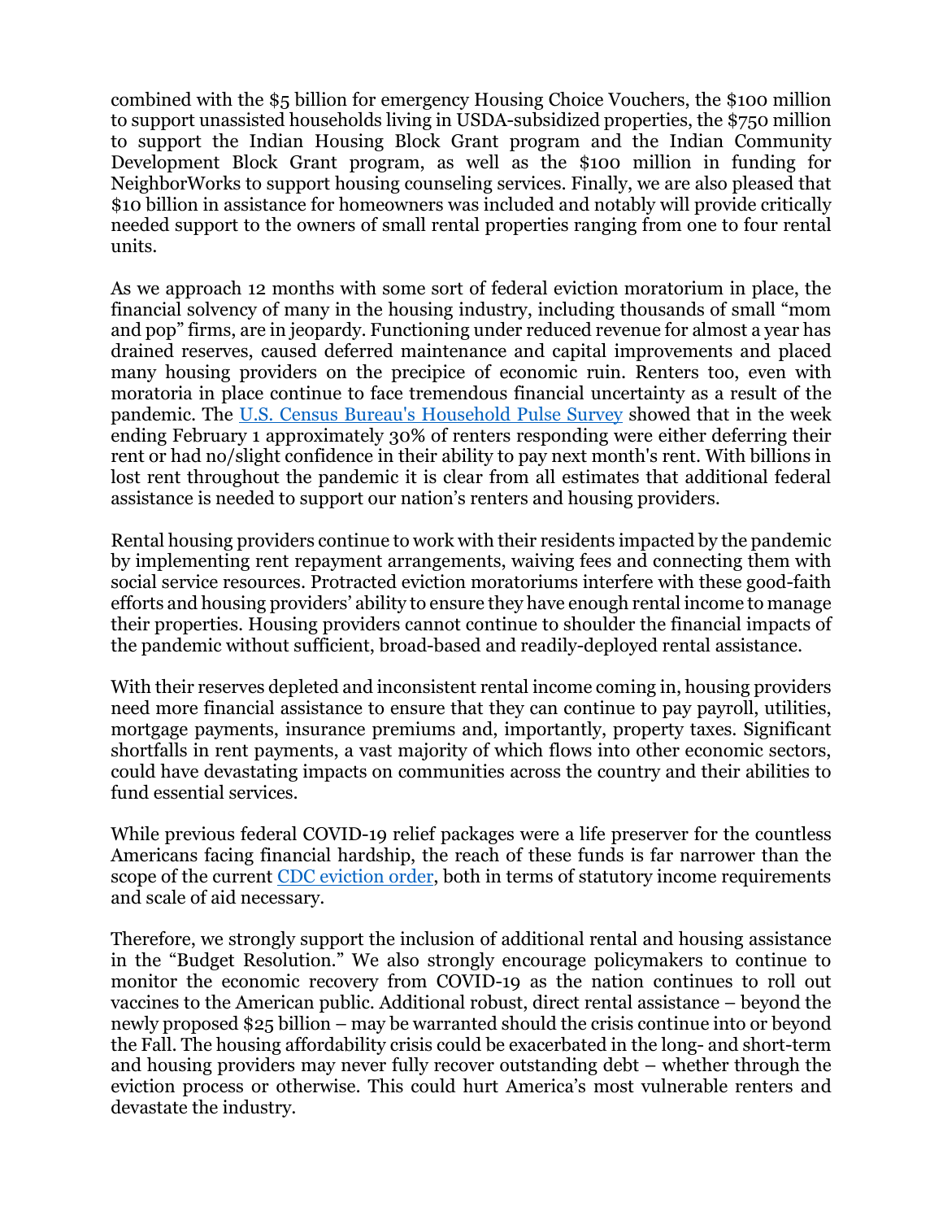combined with the $5 billion for emergency Housing Choice Vouchers, the $100 million to support unassisted households living in USDA-subsidized properties, the $750 million to support the Indian Housing Block Grant program and the Indian Community Development Block Grant program, as well as the $100 million in funding for NeighborWorks to support housing counseling services. Finally, we are also pleased that $10 billion in assistance for homeowners was included and notably will provide critically needed support to the owners of small rental properties ranging from one to four rental units.

As we approach 12 months with some sort of federal eviction moratorium in place, the financial solvency of many in the housing industry, including thousands of small "mom and pop" firms, are in jeopardy. Functioning under reduced revenue for almost a year has drained reserves, caused deferred maintenance and capital improvements and placed many housing providers on the precipice of economic ruin. Renters too, even with moratoria in place continue to face tremendous financial uncertainty as a result of the pandemic. The [U.S. Census Bureau's Household Pulse Survey](#) showed that in the week ending February 1 approximately 30% of renters responding were either deferring their rent or had no/slight confidence in their ability to pay next month's rent. With billions in lost rent throughout the pandemic it is clear from all estimates that additional federal assistance is needed to support our nation's renters and housing providers.

Rental housing providers continue to work with their residents impacted by the pandemic by implementing rent repayment arrangements, waiving fees and connecting them with social service resources. Protracted eviction moratoriums interfere with these good-faith efforts and housing providers' ability to ensure they have enough rental income to manage their properties. Housing providers cannot continue to shoulder the financial impacts of the pandemic without sufficient, broad-based and readily-deployed rental assistance.

With their reserves depleted and inconsistent rental income coming in, housing providers need more financial assistance to ensure that they can continue to pay payroll, utilities, mortgage payments, insurance premiums and, importantly, property taxes. Significant shortfalls in rent payments, a vast majority of which flows into other economic sectors, could have devastating impacts on communities across the country and their abilities to fund essential services.

While previous federal COVID-19 relief packages were a life preserver for the countless Americans facing financial hardship, the reach of these funds is far narrower than the scope of the current [CDC eviction order](#), both in terms of statutory income requirements and scale of aid necessary.

Therefore, we strongly support the inclusion of additional rental and housing assistance in the "Budget Resolution." We also strongly encourage policymakers to continue to monitor the economic recovery from COVID-19 as the nation continues to roll out vaccines to the American public. Additional robust, direct rental assistance – beyond the newly proposed $25 billion – may be warranted should the crisis continue into or beyond the Fall. The housing affordability crisis could be exacerbated in the long- and short-term and housing providers may never fully recover outstanding debt – whether through the eviction process or otherwise. This could hurt America's most vulnerable renters and devastate the industry.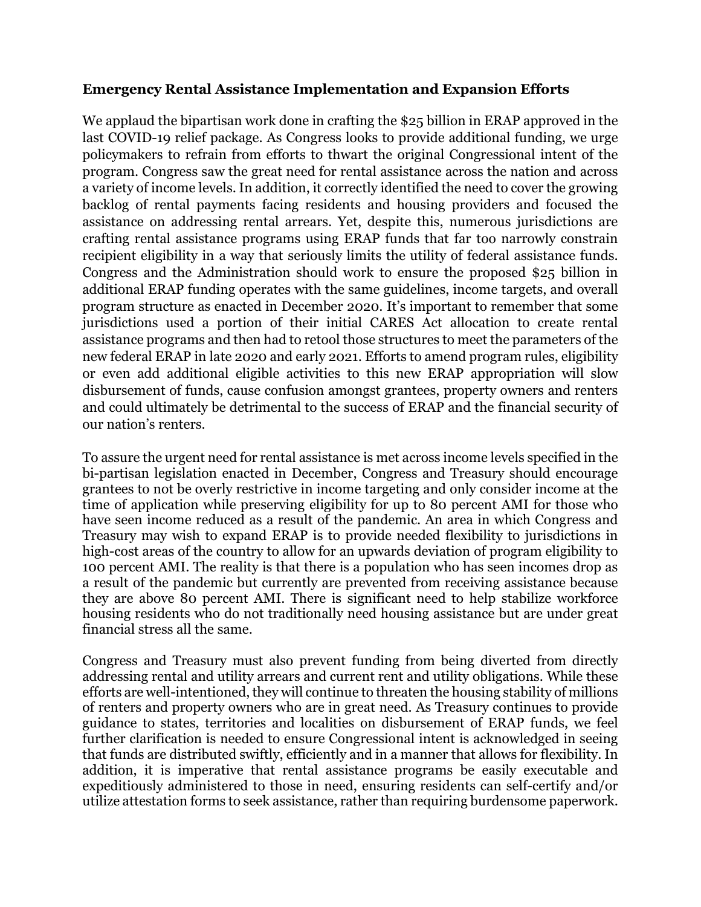**Emergency Rental Assistance Implementation and Expansion Efforts**

We applaud the bipartisan work done in crafting the $25 billion in ERAP approved in the last COVID-19 relief package. As Congress looks to provide additional funding, we urge policymakers to refrain from efforts to thwart the original Congressional intent of the program. Congress saw the great need for rental assistance across the nation and across a variety of income levels. In addition, it correctly identified the need to cover the growing backlog of rental payments facing residents and housing providers and focused the assistance on addressing rental arrears. Yet, despite this, numerous jurisdictions are crafting rental assistance programs using ERAP funds that far too narrowly constrain recipient eligibility in a way that seriously limits the utility of federal assistance funds. Congress and the Administration should work to ensure the proposed $25 billion in additional ERAP funding operates with the same guidelines, income targets, and overall program structure as enacted in December 2020. It's important to remember that some jurisdictions used a portion of their initial CARES Act allocation to create rental assistance programs and then had to retool those structures to meet the parameters of the new federal ERAP in late 2020 and early 2021. Efforts to amend program rules, eligibility or even add additional eligible activities to this new ERAP appropriation will slow disbursement of funds, cause confusion amongst grantees, property owners and renters and could ultimately be detrimental to the success of ERAP and the financial security of our nation's renters.

To assure the urgent need for rental assistance is met across income levels specified in the bi-partisan legislation enacted in December, Congress and Treasury should encourage grantees to not be overly restrictive in income targeting and only consider income at the time of application while preserving eligibility for up to 80 percent AMI for those who have seen income reduced as a result of the pandemic. An area in which Congress and Treasury may wish to expand ERAP is to provide needed flexibility to jurisdictions in high-cost areas of the country to allow for an upwards deviation of program eligibility to 100 percent AMI. The reality is that there is a population who has seen incomes drop as a result of the pandemic but currently are prevented from receiving assistance because they are above 80 percent AMI. There is significant need to help stabilize workforce housing residents who do not traditionally need housing assistance but are under great financial stress all the same.

Congress and Treasury must also prevent funding from being diverted from directly addressing rental and utility arrears and current rent and utility obligations. While these efforts are well-intentioned, they will continue to threaten the housing stability of millions of renters and property owners who are in great need. As Treasury continues to provide guidance to states, territories and localities on disbursement of ERAP funds, we feel further clarification is needed to ensure Congressional intent is acknowledged in seeing that funds are distributed swiftly, efficiently and in a manner that allows for flexibility. In addition, it is imperative that rental assistance programs be easily executable and expeditiously administered to those in need, ensuring residents can self-certify and/or utilize attestation forms to seek assistance, rather than requiring burdensome paperwork.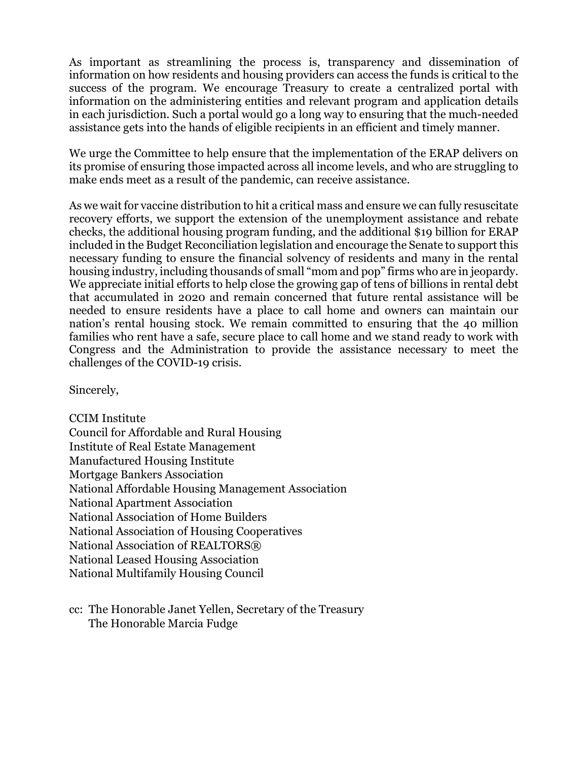As important as streamlining the process is, transparency and dissemination of information on how residents and housing providers can access the funds is critical to the success of the program. We encourage Treasury to create a centralized portal with information on the administering entities and relevant program and application details in each jurisdiction. Such a portal would go a long way to ensuring that the much-needed assistance gets into the hands of eligible recipients in an efficient and timely manner.

We urge the Committee to help ensure that the implementation of the ERAP delivers on its promise of ensuring those impacted across all income levels, and who are struggling to make ends meet as a result of the pandemic, can receive assistance.

As we wait for vaccine distribution to hit a critical mass and ensure we can fully resuscitate recovery efforts, we support the extension of the unemployment assistance and rebate checks, the additional housing program funding, and the additional $19 billion for ERAP included in the Budget Reconciliation legislation and encourage the Senate to support this necessary funding to ensure the financial solvency of residents and many in the rental housing industry, including thousands of small "mom and pop" firms who are in jeopardy. We appreciate initial efforts to help close the growing gap of tens of billions in rental debt that accumulated in 2020 and remain concerned that future rental assistance will be needed to ensure residents have a place to call home and owners can maintain our nation's rental housing stock. We remain committed to ensuring that the 40 million families who rent have a safe, secure place to call home and we stand ready to work with Congress and the Administration to provide the assistance necessary to meet the challenges of the COVID-19 crisis.

Sincerely,

CCIM Institute
Council for Affordable and Rural Housing
Institute of Real Estate Management
Manufactured Housing Institute
Mortgage Bankers Association
National Affordable Housing Management Association
National Apartment Association
National Association of Home Builders
National Association of Housing Cooperatives
National Association of REALTORS®
National Leased Housing Association
National Multifamily Housing Council

cc: The Honorable Janet Yellen, Secretary of the Treasury
The Honorable Marcia Fudge